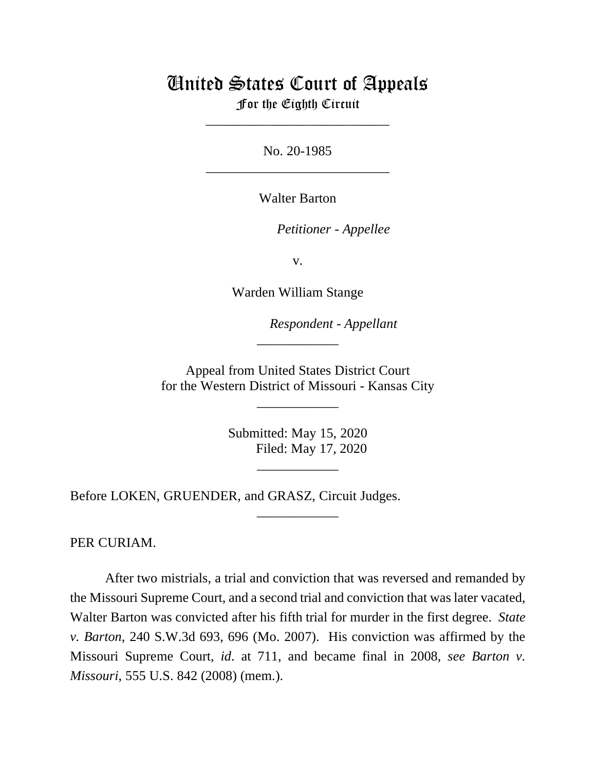# United States Court of Appeals
For the Eighth Circuit

___________________________

No. 20-1985

___________________________

Walter Barton

*Petitioner - Appellee*

v.

Warden William Stange

*Respondent - Appellant*

____________

Appeal from United States District Court
for the Western District of Missouri - Kansas City

____________

Submitted: May 15, 2020
Filed: May 17, 2020

____________

Before LOKEN, GRUENDER, and GRASZ, Circuit Judges.

____________

PER CURIAM.

After two mistrials, a trial and conviction that was reversed and remanded by the Missouri Supreme Court, and a second trial and conviction that was later vacated, Walter Barton was convicted after his fifth trial for murder in the first degree. *State v. Barton*, 240 S.W.3d 693, 696 (Mo. 2007). His conviction was affirmed by the Missouri Supreme Court, *id*. at 711, and became final in 2008, *see Barton v. Missouri*, 555 U.S. 842 (2008) (mem.).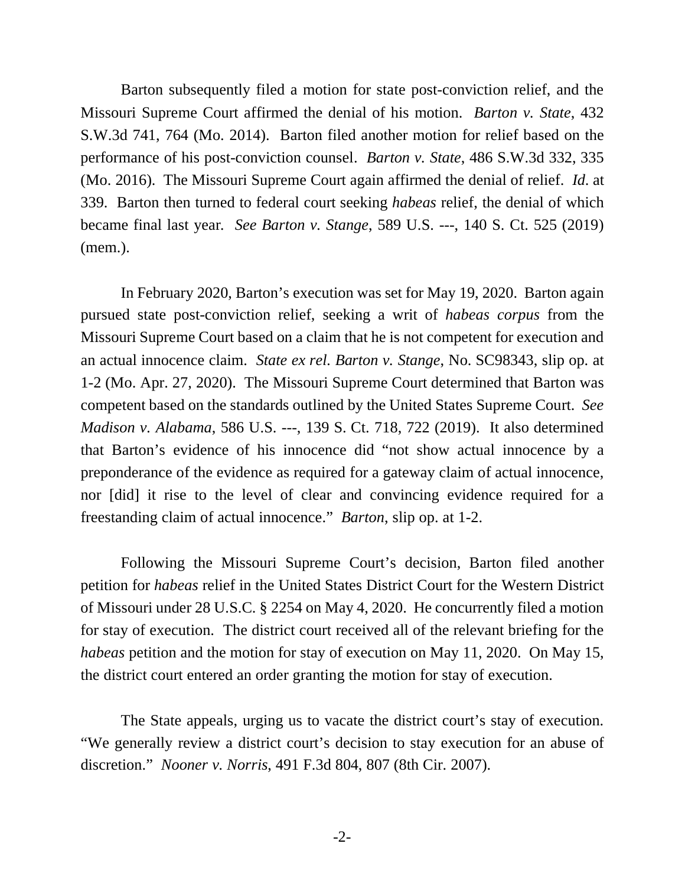Barton subsequently filed a motion for state post-conviction relief, and the Missouri Supreme Court affirmed the denial of his motion. *Barton v. State*, 432 S.W.3d 741, 764 (Mo. 2014). Barton filed another motion for relief based on the performance of his post-conviction counsel. *Barton v. State*, 486 S.W.3d 332, 335 (Mo. 2016). The Missouri Supreme Court again affirmed the denial of relief. *Id*. at 339. Barton then turned to federal court seeking *habeas* relief, the denial of which became final last year. *See Barton v. Stange*, 589 U.S. ---, 140 S. Ct. 525 (2019) (mem.).

In February 2020, Barton's execution was set for May 19, 2020. Barton again pursued state post-conviction relief, seeking a writ of *habeas corpus* from the Missouri Supreme Court based on a claim that he is not competent for execution and an actual innocence claim. *State ex rel. Barton v. Stange*, No. SC98343, slip op. at 1-2 (Mo. Apr. 27, 2020). The Missouri Supreme Court determined that Barton was competent based on the standards outlined by the United States Supreme Court. *See Madison v. Alabama*, 586 U.S. ---, 139 S. Ct. 718, 722 (2019). It also determined that Barton's evidence of his innocence did "not show actual innocence by a preponderance of the evidence as required for a gateway claim of actual innocence, nor [did] it rise to the level of clear and convincing evidence required for a freestanding claim of actual innocence." *Barton*, slip op. at 1-2.

Following the Missouri Supreme Court's decision, Barton filed another petition for *habeas* relief in the United States District Court for the Western District of Missouri under 28 U.S.C. § 2254 on May 4, 2020. He concurrently filed a motion for stay of execution. The district court received all of the relevant briefing for the *habeas* petition and the motion for stay of execution on May 11, 2020. On May 15, the district court entered an order granting the motion for stay of execution.

The State appeals, urging us to vacate the district court's stay of execution. "We generally review a district court's decision to stay execution for an abuse of discretion." *Nooner v. Norris*, 491 F.3d 804, 807 (8th Cir. 2007).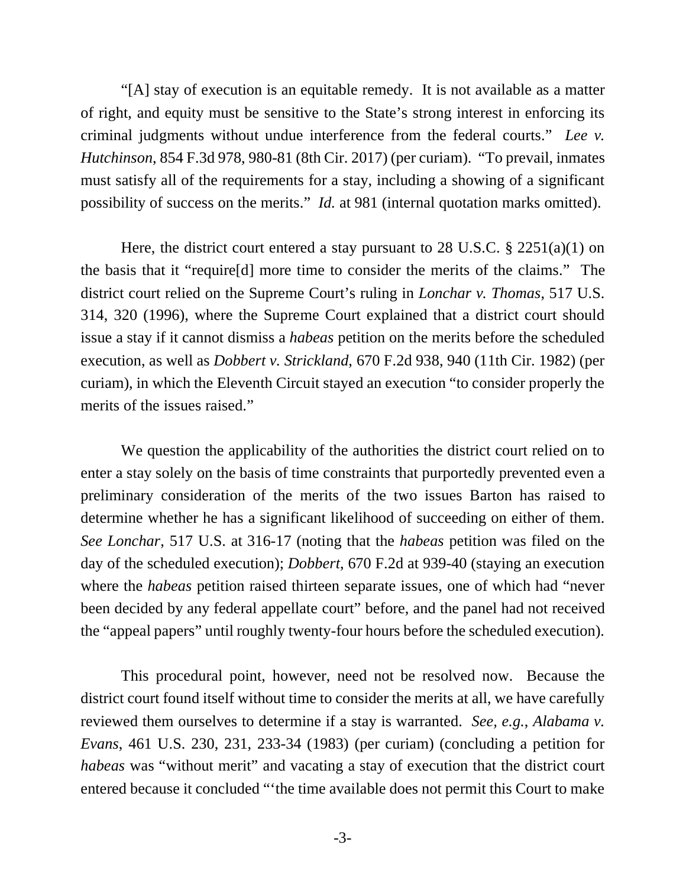"[A] stay of execution is an equitable remedy. It is not available as a matter of right, and equity must be sensitive to the State's strong interest in enforcing its criminal judgments without undue interference from the federal courts." *Lee v. Hutchinson*, 854 F.3d 978, 980-81 (8th Cir. 2017) (per curiam). "To prevail, inmates must satisfy all of the requirements for a stay, including a showing of a significant possibility of success on the merits." *Id.* at 981 (internal quotation marks omitted).

Here, the district court entered a stay pursuant to 28 U.S.C. § 2251(a)(1) on the basis that it "require[d] more time to consider the merits of the claims." The district court relied on the Supreme Court's ruling in *Lonchar v. Thomas*, 517 U.S. 314, 320 (1996), where the Supreme Court explained that a district court should issue a stay if it cannot dismiss a *habeas* petition on the merits before the scheduled execution, as well as *Dobbert v. Strickland*, 670 F.2d 938, 940 (11th Cir. 1982) (per curiam), in which the Eleventh Circuit stayed an execution "to consider properly the merits of the issues raised."

We question the applicability of the authorities the district court relied on to enter a stay solely on the basis of time constraints that purportedly prevented even a preliminary consideration of the merits of the two issues Barton has raised to determine whether he has a significant likelihood of succeeding on either of them. *See Lonchar*, 517 U.S. at 316-17 (noting that the *habeas* petition was filed on the day of the scheduled execution); *Dobbert*, 670 F.2d at 939-40 (staying an execution where the *habeas* petition raised thirteen separate issues, one of which had "never been decided by any federal appellate court" before, and the panel had not received the "appeal papers" until roughly twenty-four hours before the scheduled execution).

This procedural point, however, need not be resolved now. Because the district court found itself without time to consider the merits at all, we have carefully reviewed them ourselves to determine if a stay is warranted. *See, e.g.*, *Alabama v. Evans*, 461 U.S. 230, 231, 233-34 (1983) (per curiam) (concluding a petition for *habeas* was "without merit" and vacating a stay of execution that the district court entered because it concluded "'the time available does not permit this Court to make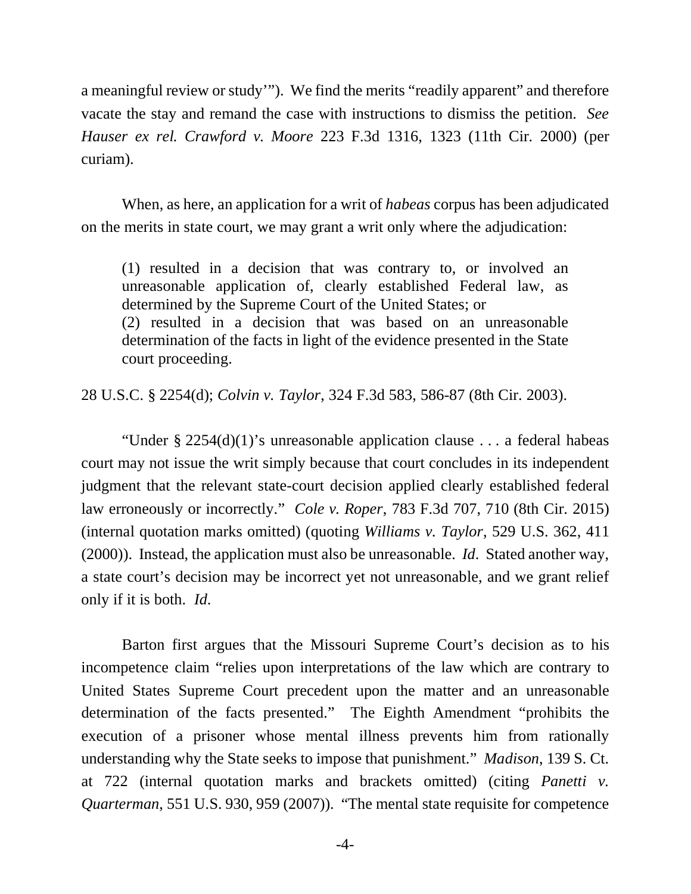a meaningful review or study'"). We find the merits "readily apparent" and therefore vacate the stay and remand the case with instructions to dismiss the petition. *See Hauser ex rel. Crawford v. Moore* 223 F.3d 1316, 1323 (11th Cir. 2000) (per curiam).

When, as here, an application for a writ of *habeas* corpus has been adjudicated on the merits in state court, we may grant a writ only where the adjudication:

> (1) resulted in a decision that was contrary to, or involved an unreasonable application of, clearly established Federal law, as determined by the Supreme Court of the United States; or
> (2) resulted in a decision that was based on an unreasonable determination of the facts in light of the evidence presented in the State court proceeding.

28 U.S.C. § 2254(d); *Colvin v. Taylor*, 324 F.3d 583, 586-87 (8th Cir. 2003).

"Under § 2254(d)(1)'s unreasonable application clause . . . a federal habeas court may not issue the writ simply because that court concludes in its independent judgment that the relevant state-court decision applied clearly established federal law erroneously or incorrectly." *Cole v. Roper*, 783 F.3d 707, 710 (8th Cir. 2015) (internal quotation marks omitted) (quoting *Williams v. Taylor*, 529 U.S. 362, 411 (2000)). Instead, the application must also be unreasonable. *Id*. Stated another way, a state court's decision may be incorrect yet not unreasonable, and we grant relief only if it is both. *Id.*

Barton first argues that the Missouri Supreme Court's decision as to his incompetence claim "relies upon interpretations of the law which are contrary to United States Supreme Court precedent upon the matter and an unreasonable determination of the facts presented." The Eighth Amendment "prohibits the execution of a prisoner whose mental illness prevents him from rationally understanding why the State seeks to impose that punishment." *Madison*, 139 S. Ct. at 722 (internal quotation marks and brackets omitted) (citing *Panetti v. Quarterman*, 551 U.S. 930, 959 (2007)). "The mental state requisite for competence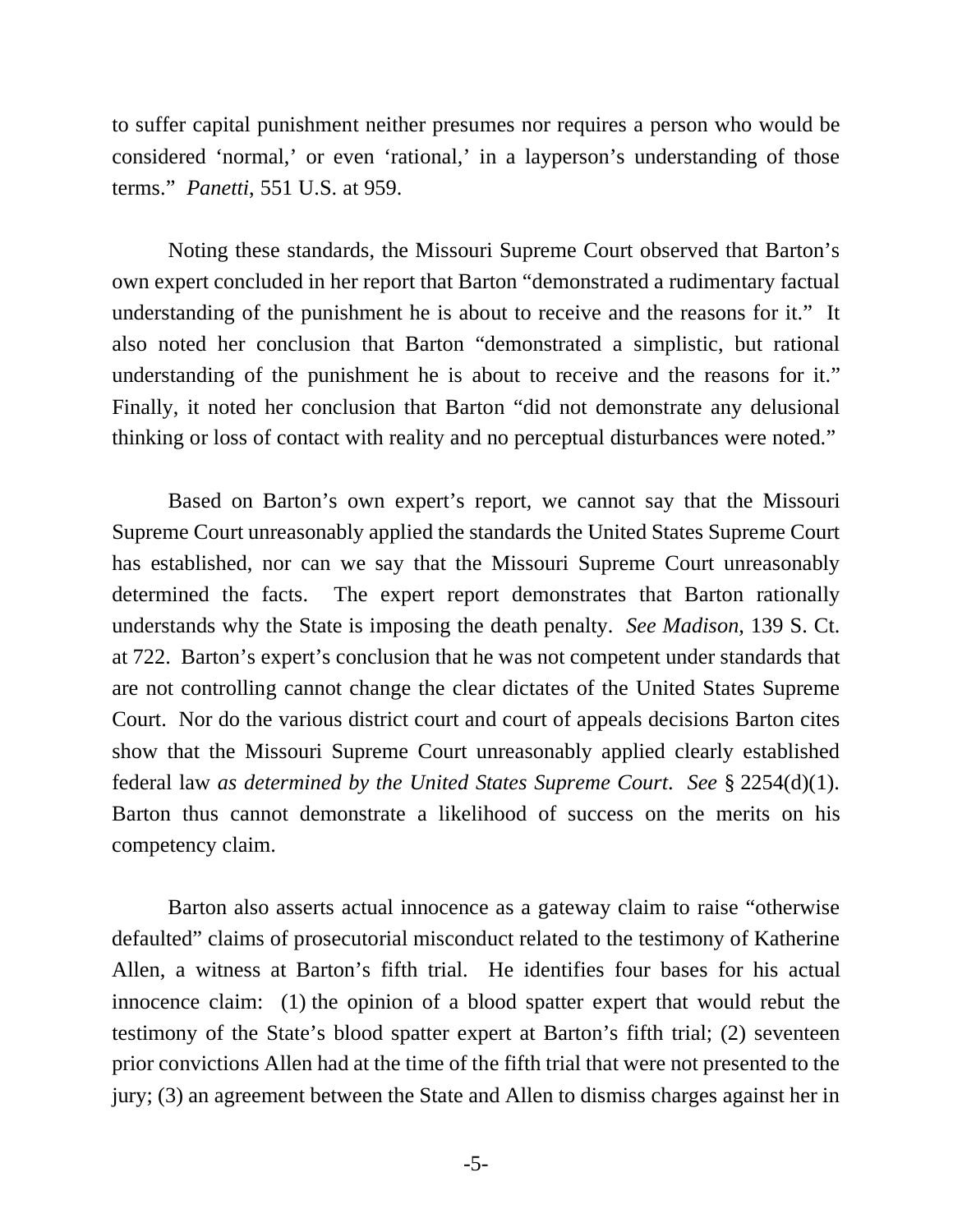to suffer capital punishment neither presumes nor requires a person who would be considered 'normal,' or even 'rational,' in a layperson's understanding of those terms." *Panetti*, 551 U.S. at 959.

Noting these standards, the Missouri Supreme Court observed that Barton's own expert concluded in her report that Barton "demonstrated a rudimentary factual understanding of the punishment he is about to receive and the reasons for it." It also noted her conclusion that Barton "demonstrated a simplistic, but rational understanding of the punishment he is about to receive and the reasons for it." Finally, it noted her conclusion that Barton "did not demonstrate any delusional thinking or loss of contact with reality and no perceptual disturbances were noted."

Based on Barton's own expert's report, we cannot say that the Missouri Supreme Court unreasonably applied the standards the United States Supreme Court has established, nor can we say that the Missouri Supreme Court unreasonably determined the facts. The expert report demonstrates that Barton rationally understands why the State is imposing the death penalty. *See Madison*, 139 S. Ct. at 722. Barton's expert's conclusion that he was not competent under standards that are not controlling cannot change the clear dictates of the United States Supreme Court. Nor do the various district court and court of appeals decisions Barton cites show that the Missouri Supreme Court unreasonably applied clearly established federal law *as determined by the United States Supreme Court*. *See* § 2254(d)(1). Barton thus cannot demonstrate a likelihood of success on the merits on his competency claim.

Barton also asserts actual innocence as a gateway claim to raise "otherwise defaulted" claims of prosecutorial misconduct related to the testimony of Katherine Allen, a witness at Barton's fifth trial. He identifies four bases for his actual innocence claim: (1) the opinion of a blood spatter expert that would rebut the testimony of the State's blood spatter expert at Barton's fifth trial; (2) seventeen prior convictions Allen had at the time of the fifth trial that were not presented to the jury; (3) an agreement between the State and Allen to dismiss charges against her in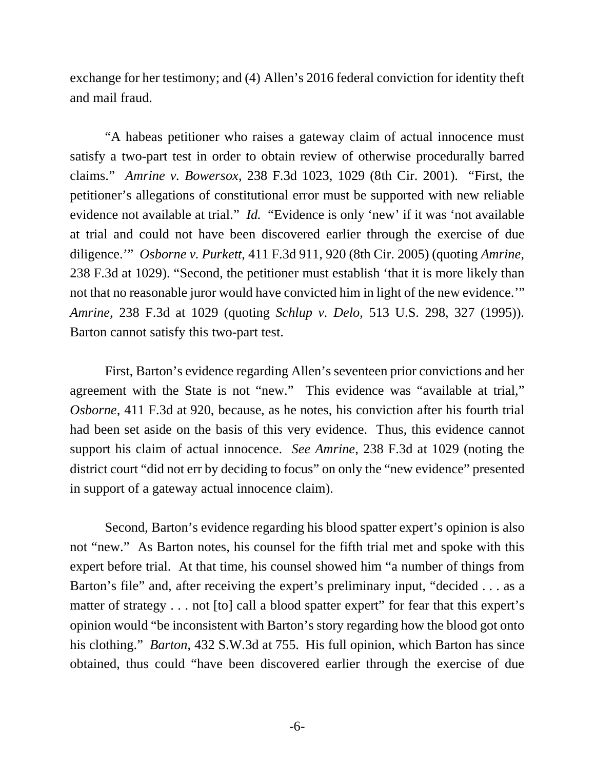exchange for her testimony; and (4) Allen's 2016 federal conviction for identity theft and mail fraud.

"A habeas petitioner who raises a gateway claim of actual innocence must satisfy a two-part test in order to obtain review of otherwise procedurally barred claims." *Amrine v. Bowersox*, 238 F.3d 1023, 1029 (8th Cir. 2001). "First, the petitioner's allegations of constitutional error must be supported with new reliable evidence not available at trial." *Id.* "Evidence is only 'new' if it was 'not available at trial and could not have been discovered earlier through the exercise of due diligence.'" *Osborne v. Purkett*, 411 F.3d 911, 920 (8th Cir. 2005) (quoting *Amrine*, 238 F.3d at 1029). "Second, the petitioner must establish 'that it is more likely than not that no reasonable juror would have convicted him in light of the new evidence.'" *Amrine*, 238 F.3d at 1029 (quoting *Schlup v. Delo*, 513 U.S. 298, 327 (1995)). Barton cannot satisfy this two-part test.

First, Barton's evidence regarding Allen's seventeen prior convictions and her agreement with the State is not "new." This evidence was "available at trial," *Osborne*, 411 F.3d at 920, because, as he notes, his conviction after his fourth trial had been set aside on the basis of this very evidence. Thus, this evidence cannot support his claim of actual innocence. *See Amrine*, 238 F.3d at 1029 (noting the district court "did not err by deciding to focus" on only the "new evidence" presented in support of a gateway actual innocence claim).

Second, Barton's evidence regarding his blood spatter expert's opinion is also not "new." As Barton notes, his counsel for the fifth trial met and spoke with this expert before trial. At that time, his counsel showed him "a number of things from Barton's file" and, after receiving the expert's preliminary input, "decided . . . as a matter of strategy . . . not [to] call a blood spatter expert" for fear that this expert's opinion would "be inconsistent with Barton's story regarding how the blood got onto his clothing." *Barton*, 432 S.W.3d at 755. His full opinion, which Barton has since obtained, thus could "have been discovered earlier through the exercise of due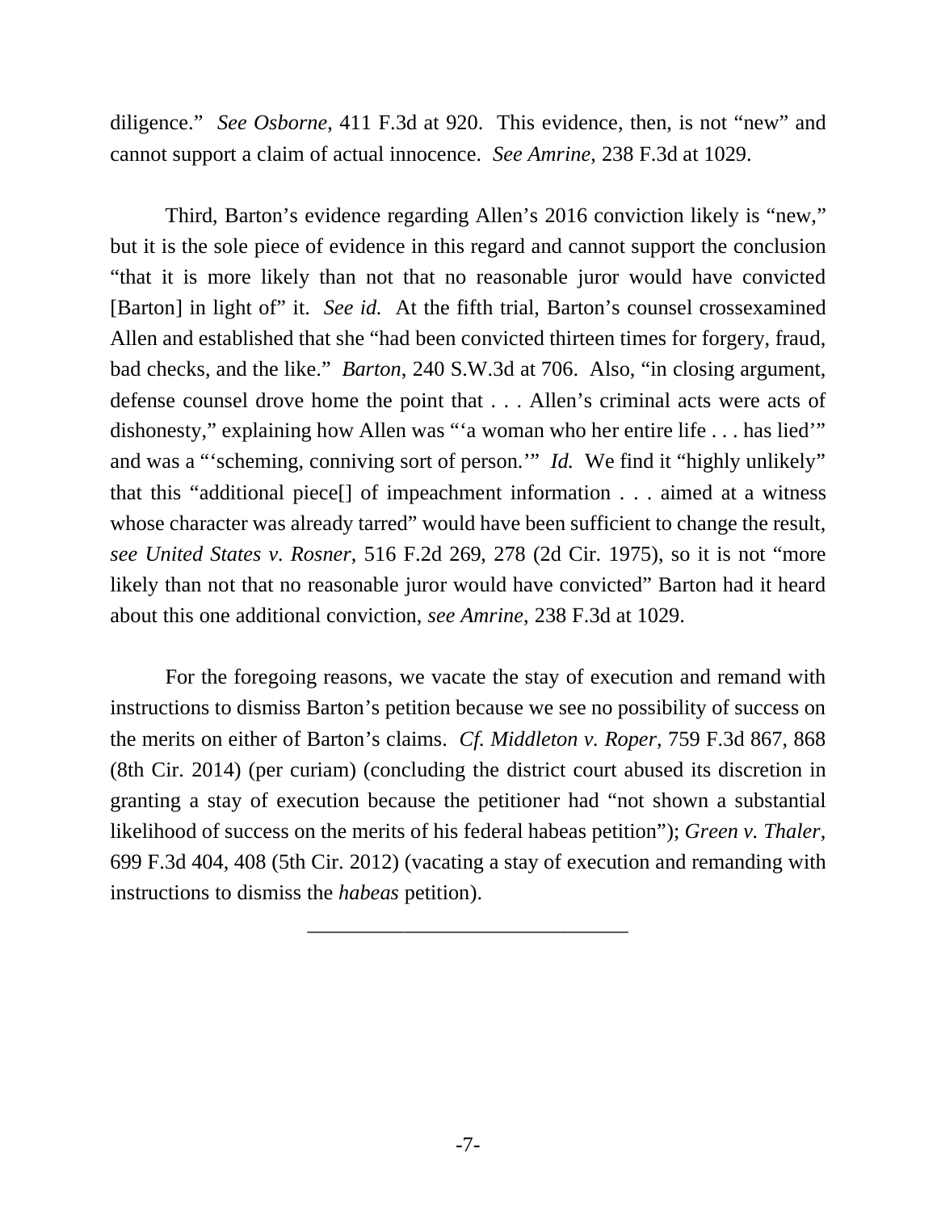diligence." *See Osborne*, 411 F.3d at 920. This evidence, then, is not "new" and cannot support a claim of actual innocence. *See Amrine*, 238 F.3d at 1029.

Third, Barton's evidence regarding Allen's 2016 conviction likely is "new," but it is the sole piece of evidence in this regard and cannot support the conclusion "that it is more likely than not that no reasonable juror would have convicted [Barton] in light of" it. *See id.* At the fifth trial, Barton's counsel crossexamined Allen and established that she "had been convicted thirteen times for forgery, fraud, bad checks, and the like." *Barton*, 240 S.W.3d at 706. Also, "in closing argument, defense counsel drove home the point that . . . Allen's criminal acts were acts of dishonesty," explaining how Allen was "'a woman who her entire life . . . has lied'" and was a "'scheming, conniving sort of person.'" *Id.* We find it "highly unlikely" that this "additional piece[] of impeachment information . . . aimed at a witness whose character was already tarred" would have been sufficient to change the result, *see United States v. Rosner*, 516 F.2d 269, 278 (2d Cir. 1975), so it is not "more likely than not that no reasonable juror would have convicted" Barton had it heard about this one additional conviction, *see Amrine*, 238 F.3d at 1029.

For the foregoing reasons, we vacate the stay of execution and remand with instructions to dismiss Barton's petition because we see no possibility of success on the merits on either of Barton's claims. *Cf. Middleton v. Roper*, 759 F.3d 867, 868 (8th Cir. 2014) (per curiam) (concluding the district court abused its discretion in granting a stay of execution because the petitioner had "not shown a substantial likelihood of success on the merits of his federal habeas petition"); *Green v. Thaler*, 699 F.3d 404, 408 (5th Cir. 2012) (vacating a stay of execution and remanding with instructions to dismiss the *habeas* petition).

______________________________